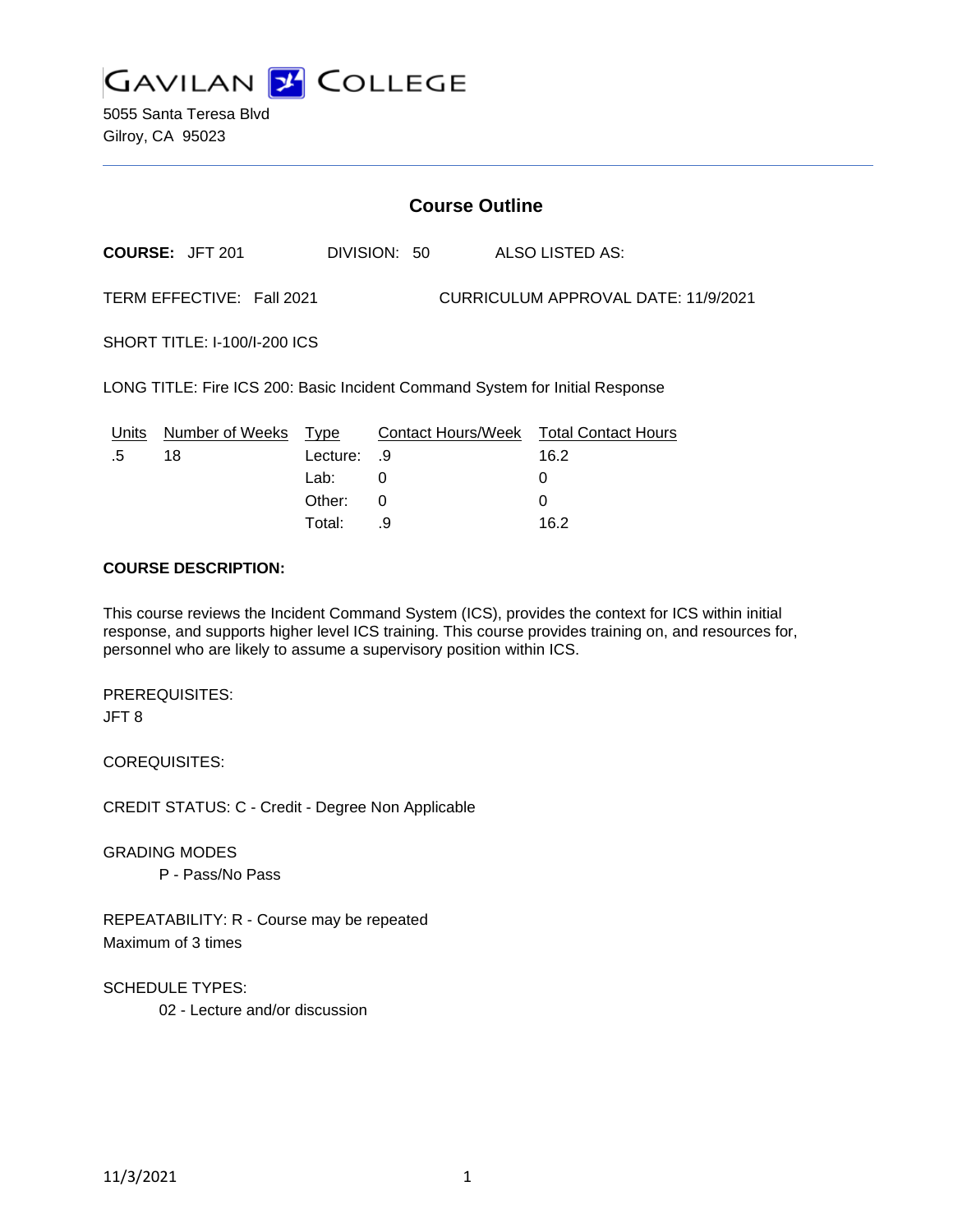# GAVILAN COLLEGE

5055 Santa Teresa Blvd
Gilroy, CA 95023

## Course Outline

**COURSE:** JFT 201 DIVISION: 50 ALSO LISTED AS:

TERM EFFECTIVE: Fall 2021 CURRICULUM APPROVAL DATE: 11/9/2021

SHORT TITLE: I-100/I-200 ICS

LONG TITLE: Fire ICS 200: Basic Incident Command System for Initial Response

| Units | Number of Weeks | Type | Contact Hours/Week | Total Contact Hours |
|---|---|---|---|---|
| .5 | 18 | Lecture: | .9 | 16.2 |
| | | Lab: | 0 | 0 |
| | | Other: | 0 | 0 |
| | | Total: | .9 | 16.2 |

**COURSE DESCRIPTION:**

This course reviews the Incident Command System (ICS), provides the context for ICS within initial response, and supports higher level ICS training. This course provides training on, and resources for, personnel who are likely to assume a supervisory position within ICS.

PREREQUISITES:
JFT 8

COREQUISITES:

CREDIT STATUS: C - Credit - Degree Non Applicable

GRADING MODES
P - Pass/No Pass

REPEATABILITY: R - Course may be repeated
Maximum of 3 times

SCHEDULE TYPES:
02 - Lecture and/or discussion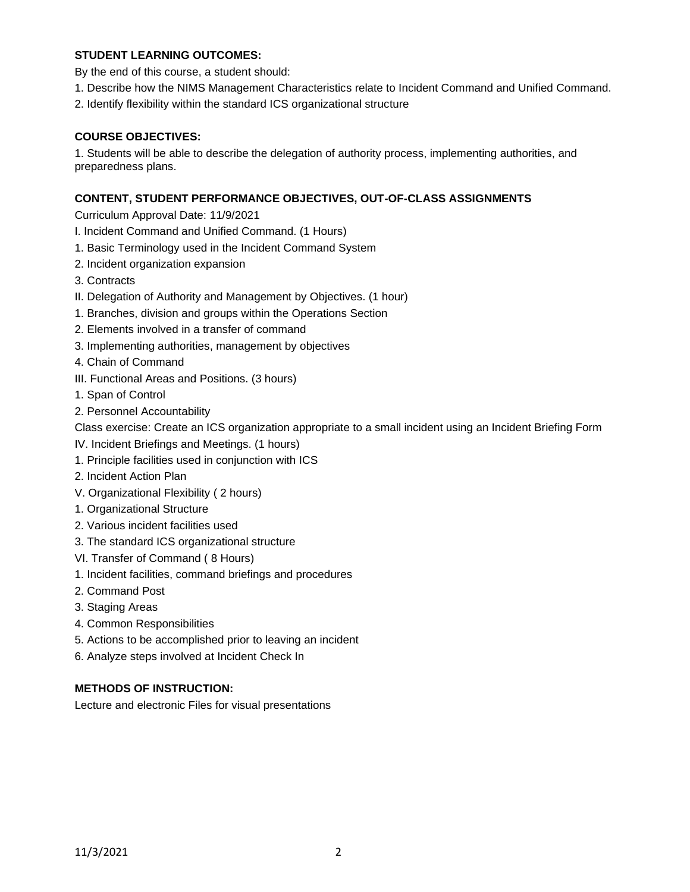**STUDENT LEARNING OUTCOMES:**

By the end of this course, a student should:

1. Describe how the NIMS Management Characteristics relate to Incident Command and Unified Command.
2. Identify flexibility within the standard ICS organizational structure

**COURSE OBJECTIVES:**

1. Students will be able to describe the delegation of authority process, implementing authorities, and preparedness plans.

**CONTENT, STUDENT PERFORMANCE OBJECTIVES, OUT-OF-CLASS ASSIGNMENTS**

Curriculum Approval Date: 11/9/2021

I. Incident Command and Unified Command. (1 Hours)

1. Basic Terminology used in the Incident Command System
2. Incident organization expansion
3. Contracts

II. Delegation of Authority and Management by Objectives. (1 hour)

1. Branches, division and groups within the Operations Section
2. Elements involved in a transfer of command
3. Implementing authorities, management by objectives
4. Chain of Command

III. Functional Areas and Positions. (3 hours)

1. Span of Control
2. Personnel Accountability

Class exercise: Create an ICS organization appropriate to a small incident using an Incident Briefing Form

IV. Incident Briefings and Meetings. (1 hours)

1. Principle facilities used in conjunction with ICS
2. Incident Action Plan

V. Organizational Flexibility ( 2 hours)

1. Organizational Structure
2. Various incident facilities used
3. The standard ICS organizational structure

VI. Transfer of Command ( 8 Hours)

1. Incident facilities, command briefings and procedures
2. Command Post
3. Staging Areas
4. Common Responsibilities
5. Actions to be accomplished prior to leaving an incident
6. Analyze steps involved at Incident Check In

**METHODS OF INSTRUCTION:**

Lecture and electronic Files for visual presentations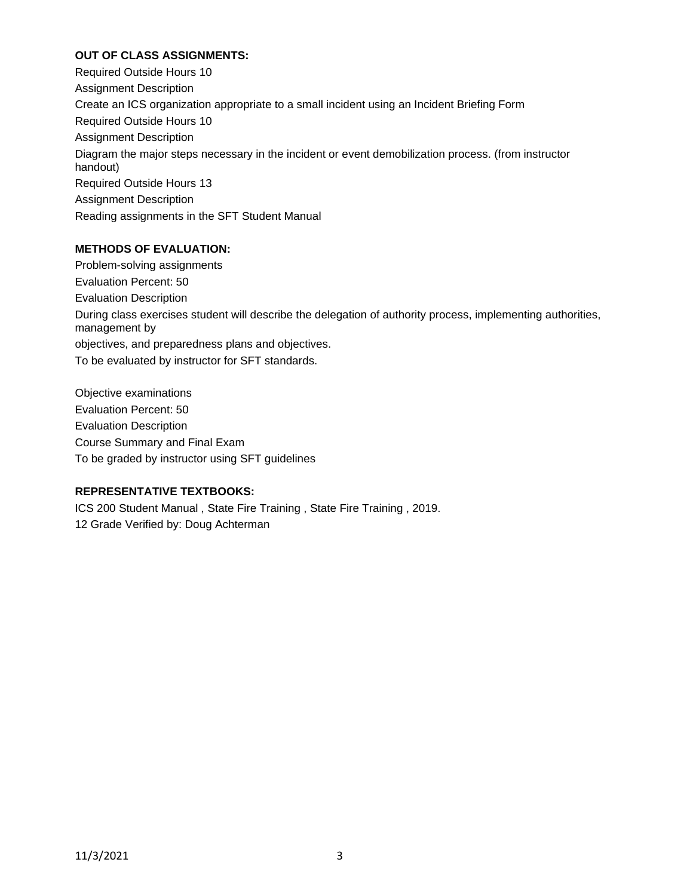**OUT OF CLASS ASSIGNMENTS:**

Required Outside Hours 10

Assignment Description

Create an ICS organization appropriate to a small incident using an Incident Briefing Form

Required Outside Hours 10

Assignment Description

Diagram the major steps necessary in the incident or event demobilization process. (from instructor handout)

Required Outside Hours 13

Assignment Description

Reading assignments in the SFT Student Manual

**METHODS OF EVALUATION:**

Problem-solving assignments

Evaluation Percent: 50

Evaluation Description

During class exercises student will describe the delegation of authority process, implementing authorities, management by

objectives, and preparedness plans and objectives.

To be evaluated by instructor for SFT standards.

Objective examinations

Evaluation Percent: 50

Evaluation Description

Course Summary and Final Exam

To be graded by instructor using SFT guidelines

**REPRESENTATIVE TEXTBOOKS:**

ICS 200 Student Manual , State Fire Training , State Fire Training , 2019.

12 Grade Verified by: Doug Achterman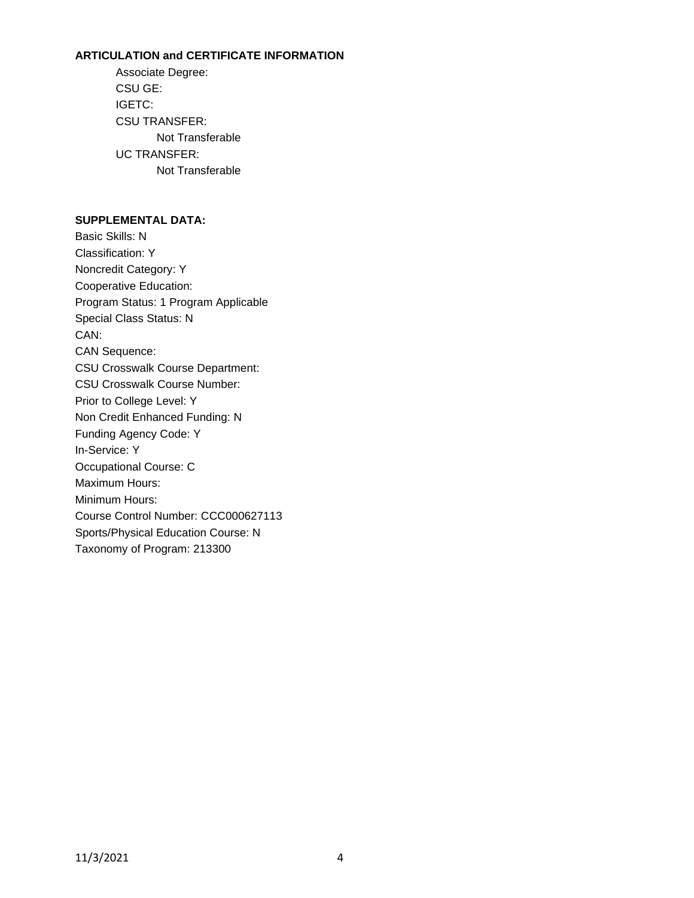**ARTICULATION and CERTIFICATE INFORMATION**

Associate Degree:
CSU GE:
IGETC:
CSU TRANSFER:
Not Transferable
UC TRANSFER:
Not Transferable

**SUPPLEMENTAL DATA:**

Basic Skills: N
Classification: Y
Noncredit Category: Y
Cooperative Education:
Program Status: 1 Program Applicable
Special Class Status: N
CAN:
CAN Sequence:
CSU Crosswalk Course Department:
CSU Crosswalk Course Number:
Prior to College Level: Y
Non Credit Enhanced Funding: N
Funding Agency Code: Y
In-Service: Y
Occupational Course: C
Maximum Hours:
Minimum Hours:
Course Control Number: CCC000627113
Sports/Physical Education Course: N
Taxonomy of Program: 213300